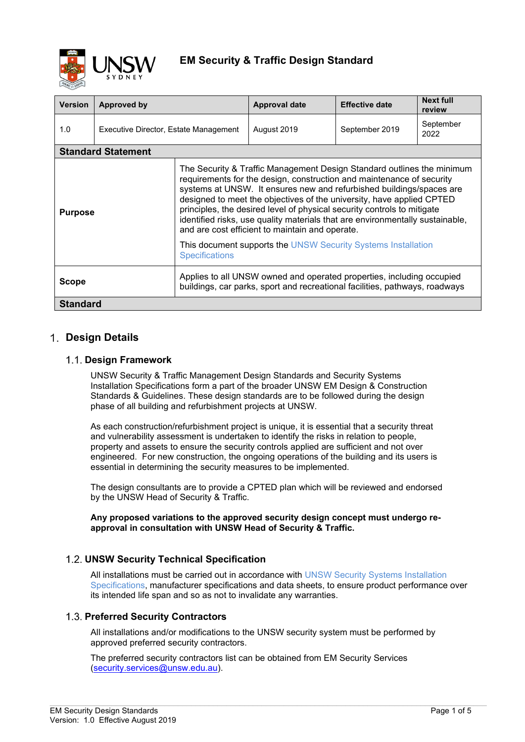# EM Security & Traffic Design Standard

| Version | Approved by | Approval date | Effective date | Next full review |
|---|---|---|---|---|
| 1.0 | Executive Director, Estate Management | August 2019 | September 2019 | September 2022 |

**Standard Statement**

| | |
|---|---|
| **Purpose** | The Security & Traffic Management Design Standard outlines the minimum requirements for the design, construction and maintenance of security systems at UNSW. It ensures new and refurbished buildings/spaces are designed to meet the objectives of the university, have applied CPTED principles, the desired level of physical security controls to mitigate identified risks, use quality materials that are environmentally sustainable, and are cost efficient to maintain and operate. This document supports the UNSW Security Systems Installation Specifications |
| **Scope** | Applies to all UNSW owned and operated properties, including occupied buildings, car parks, sport and recreational facilities, pathways, roadways |

**Standard**

## 1. Design Details

### 1.1. Design Framework

UNSW Security & Traffic Management Design Standards and Security Systems Installation Specifications form a part of the broader UNSW EM Design & Construction Standards & Guidelines. These design standards are to be followed during the design phase of all building and refurbishment projects at UNSW.

As each construction/refurbishment project is unique, it is essential that a security threat and vulnerability assessment is undertaken to identify the risks in relation to people, property and assets to ensure the security controls applied are sufficient and not over engineered. For new construction, the ongoing operations of the building and its users is essential in determining the security measures to be implemented.

The design consultants are to provide a CPTED plan which will be reviewed and endorsed by the UNSW Head of Security & Traffic.

**Any proposed variations to the approved security design concept must undergo re-approval in consultation with UNSW Head of Security & Traffic.**

### 1.2. UNSW Security Technical Specification

All installations must be carried out in accordance with UNSW Security Systems Installation Specifications, manufacturer specifications and data sheets, to ensure product performance over its intended life span and so as not to invalidate any warranties.

### 1.3. Preferred Security Contractors

All installations and/or modifications to the UNSW security system must be performed by approved preferred security contractors.

The preferred security contractors list can be obtained from EM Security Services (security.services@unsw.edu.au).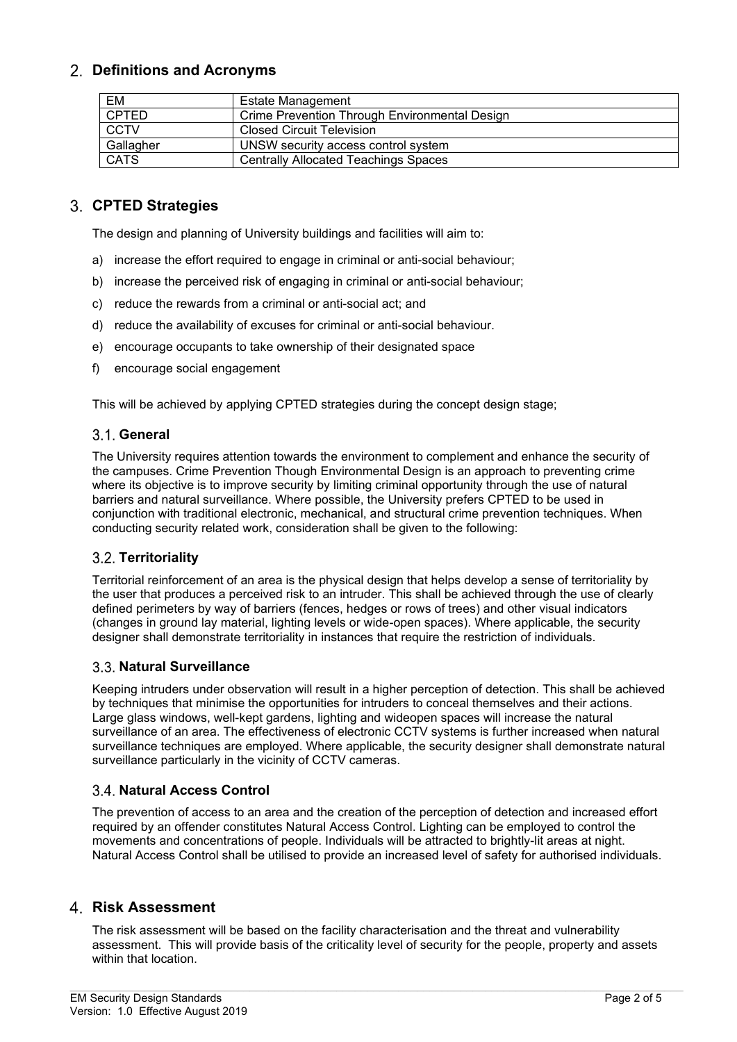## 2. Definitions and Acronyms

| | |
|---|---|
| EM | Estate Management |
| CPTED | Crime Prevention Through Environmental Design |
| CCTV | Closed Circuit Television |
| Gallagher | UNSW security access control system |
| CATS | Centrally Allocated Teachings Spaces |

## 3. CPTED Strategies

The design and planning of University buildings and facilities will aim to:

a) increase the effort required to engage in criminal or anti-social behaviour;

b) increase the perceived risk of engaging in criminal or anti-social behaviour;

c) reduce the rewards from a criminal or anti-social act; and

d) reduce the availability of excuses for criminal or anti-social behaviour.

e) encourage occupants to take ownership of their designated space

f) encourage social engagement

This will be achieved by applying CPTED strategies during the concept design stage;

### 3.1. General

The University requires attention towards the environment to complement and enhance the security of the campuses. Crime Prevention Though Environmental Design is an approach to preventing crime where its objective is to improve security by limiting criminal opportunity through the use of natural barriers and natural surveillance. Where possible, the University prefers CPTED to be used in conjunction with traditional electronic, mechanical, and structural crime prevention techniques. When conducting security related work, consideration shall be given to the following:

### 3.2. Territoriality

Territorial reinforcement of an area is the physical design that helps develop a sense of territoriality by the user that produces a perceived risk to an intruder. This shall be achieved through the use of clearly defined perimeters by way of barriers (fences, hedges or rows of trees) and other visual indicators (changes in ground lay material, lighting levels or wide-open spaces). Where applicable, the security designer shall demonstrate territoriality in instances that require the restriction of individuals.

### 3.3. Natural Surveillance

Keeping intruders under observation will result in a higher perception of detection. This shall be achieved by techniques that minimise the opportunities for intruders to conceal themselves and their actions. Large glass windows, well-kept gardens, lighting and wideopen spaces will increase the natural surveillance of an area. The effectiveness of electronic CCTV systems is further increased when natural surveillance techniques are employed. Where applicable, the security designer shall demonstrate natural surveillance particularly in the vicinity of CCTV cameras.

### 3.4. Natural Access Control

The prevention of access to an area and the creation of the perception of detection and increased effort required by an offender constitutes Natural Access Control. Lighting can be employed to control the movements and concentrations of people. Individuals will be attracted to brightly-lit areas at night. Natural Access Control shall be utilised to provide an increased level of safety for authorised individuals.

## 4. Risk Assessment

The risk assessment will be based on the facility characterisation and the threat and vulnerability assessment. This will provide basis of the criticality level of security for the people, property and assets within that location.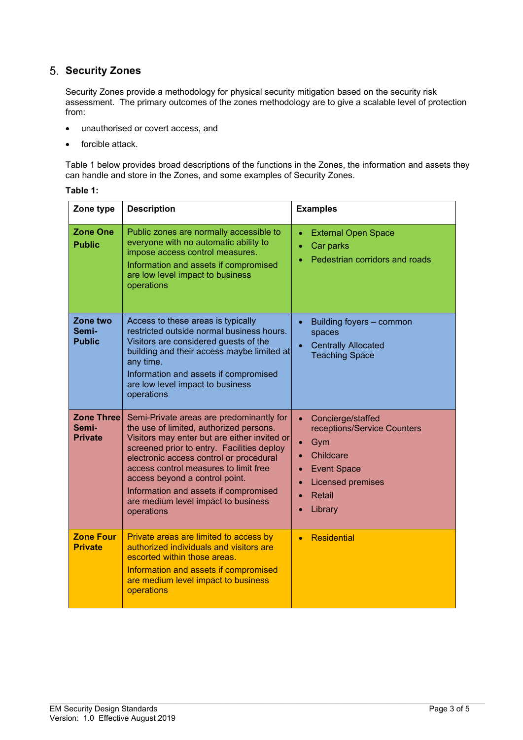## 5. Security Zones

Security Zones provide a methodology for physical security mitigation based on the security risk assessment. The primary outcomes of the zones methodology are to give a scalable level of protection from:

- unauthorised or covert access, and
- forcible attack.

Table 1 below provides broad descriptions of the functions in the Zones, the information and assets they can handle and store in the Zones, and some examples of Security Zones.

**Table 1:**

| Zone type | Description | Examples |
|---|---|---|
| **Zone One Public** | Public zones are normally accessible to everyone with no automatic ability to impose access control measures. Information and assets if compromised are low level impact to business operations | • External Open Space • Car parks • Pedestrian corridors and roads |
| **Zone two Semi-Public** | Access to these areas is typically restricted outside normal business hours. Visitors are considered guests of the building and their access maybe limited at any time. Information and assets if compromised are low level impact to business operations | • Building foyers – common spaces • Centrally Allocated Teaching Space |
| **Zone Three Semi-Private** | Semi-Private areas are predominantly for the use of limited, authorized persons. Visitors may enter but are either invited or screened prior to entry. Facilities deploy electronic access control or procedural access control measures to limit free access beyond a control point. Information and assets if compromised are medium level impact to business operations | • Concierge/staffed receptions/Service Counters • Gym • Childcare • Event Space • Licensed premises • Retail • Library |
| **Zone Four Private** | Private areas are limited to access by authorized individuals and visitors are escorted within those areas. Information and assets if compromised are medium level impact to business operations | • Residential |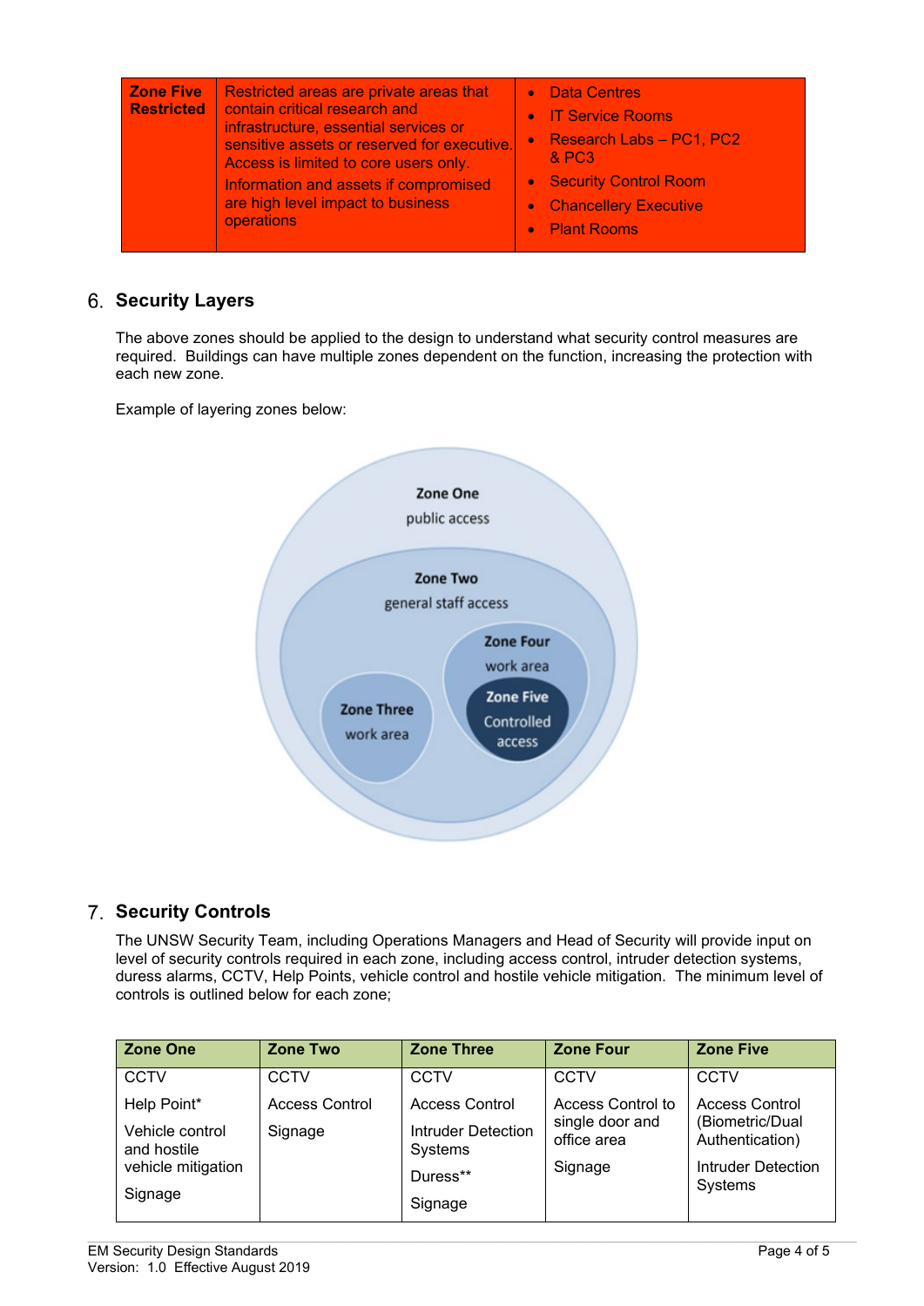| Zone Five Restricted | Restricted areas are private areas that contain critical research and infrastructure, essential services or sensitive assets or reserved for executive. Access is limited to core users only. Information and assets if compromised are high level impact to business operations | • Data Centres • IT Service Rooms • Research Labs – PC1, PC2 & PC3 • Security Control Room • Chancellery Executive • Plant Rooms |
|---|---|---|

## 6. Security Layers

The above zones should be applied to the design to understand what security control measures are required. Buildings can have multiple zones dependent on the function, increasing the protection with each new zone.

Example of layering zones below:

Zone One
public access

Zone Two
general staff access

Zone Three
work area

Zone Four
work area

Zone Five
Controlled access

## 7. Security Controls

The UNSW Security Team, including Operations Managers and Head of Security will provide input on level of security controls required in each zone, including access control, intruder detection systems, duress alarms, CCTV, Help Points, vehicle control and hostile vehicle mitigation. The minimum level of controls is outlined below for each zone;

| Zone One | Zone Two | Zone Three | Zone Four | Zone Five |
|---|---|---|---|---|
| CCTV<br>Help Point*<br>Vehicle control and hostile vehicle mitigation<br>Signage | CCTV<br>Access Control<br>Signage | CCTV<br>Access Control<br>Intruder Detection Systems<br>Duress**<br>Signage | CCTV<br>Access Control to single door and office area<br>Signage | CCTV<br>Access Control (Biometric/Dual Authentication)<br>Intruder Detection Systems |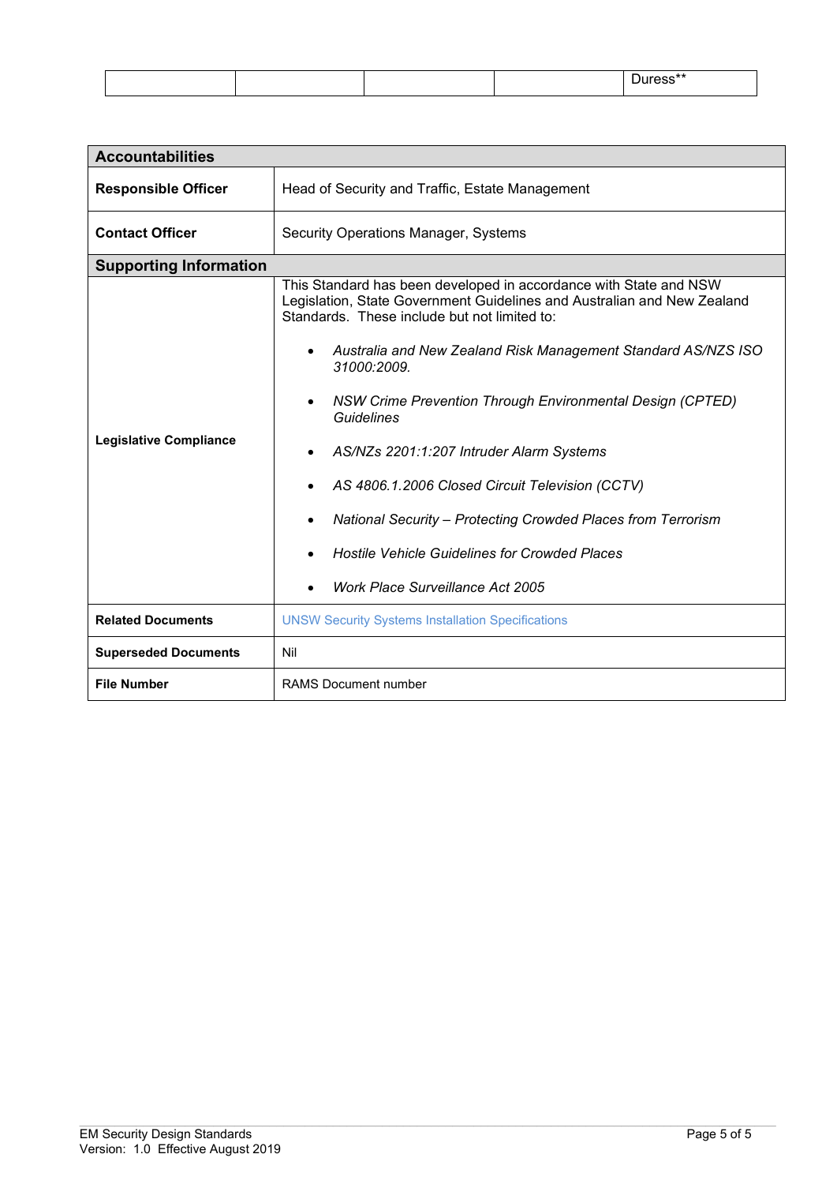| | | | | |
|---|---|---|---|---|
| | | | | Duress** |

| **Accountabilities** | |
|---|---|
| **Responsible Officer** | Head of Security and Traffic, Estate Management |
| **Contact Officer** | Security Operations Manager, Systems |
| **Supporting Information** | |
| **Legislative Compliance** | This Standard has been developed in accordance with State and NSW Legislation, State Government Guidelines and Australian and New Zealand Standards. These include but not limited to:<br><br>• *Australia and New Zealand Risk Management Standard AS/NZS ISO 31000:2009.*<br><br>• *NSW Crime Prevention Through Environmental Design (CPTED) Guidelines*<br><br>• *AS/NZs 2201:1:207 Intruder Alarm Systems*<br><br>• *AS 4806.1.2006 Closed Circuit Television (CCTV)*<br><br>• *National Security – Protecting Crowded Places from Terrorism*<br><br>• *Hostile Vehicle Guidelines for Crowded Places*<br><br>• *Work Place Surveillance Act 2005* |
| **Related Documents** | UNSW Security Systems Installation Specifications |
| **Superseded Documents** | Nil |
| **File Number** | RAMS Document number |

EM Security Design Standards
Version: 1.0 Effective August 2019